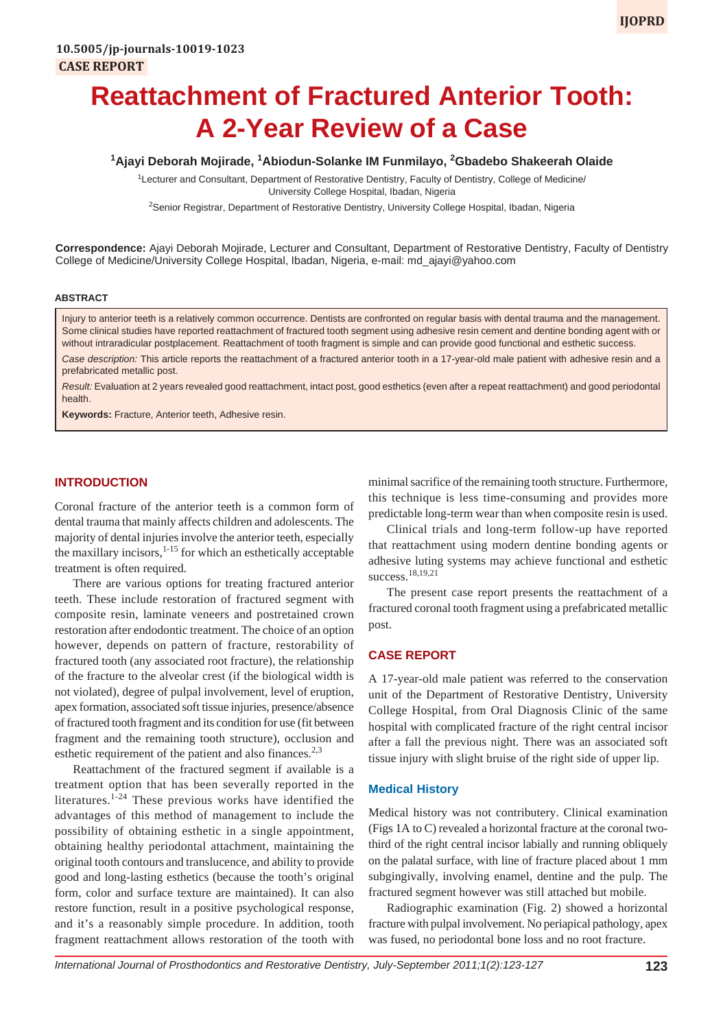10.5005/jp-journals-10019-1023

CASE REPORT

# Reattachment of Fractured Anterior Tooth: A 2-Year Review of a Case

**[1]Ajayi Deborah Mojirade, [1]Abiodun-Solanke IM Funmilayo, [2]Gbadebo Shakeerah Olaide**

[1]Lecturer and Consultant, Department of Restorative Dentistry, Faculty of Dentistry, College of Medicine/ University College Hospital, Ibadan, Nigeria

[2]Senior Registrar, Department of Restorative Dentistry, University College Hospital, Ibadan, Nigeria

**Correspondence:** Ajayi Deborah Mojirade, Lecturer and Consultant, Department of Restorative Dentistry, Faculty of Dentistry College of Medicine/University College Hospital, Ibadan, Nigeria, e-mail: md_ajayi@yahoo.com

#### ABSTRACT

Injury to anterior teeth is a relatively common occurrence. Dentists are confronted on regular basis with dental trauma and the management. Some clinical studies have reported reattachment of fractured tooth segment using adhesive resin cement and dentine bonding agent with or without intraradicular postplacement. Reattachment of tooth fragment is simple and can provide good functional and esthetic success.

*Case description:* This article reports the reattachment of a fractured anterior tooth in a 17-year-old male patient with adhesive resin and a prefabricated metallic post.

*Result:* Evaluation at 2 years revealed good reattachment, intact post, good esthetics (even after a repeat reattachment) and good periodontal health.

**Keywords:** Fracture, Anterior teeth, Adhesive resin.

## INTRODUCTION

Coronal fracture of the anterior teeth is a common form of dental trauma that mainly affects children and adolescents. The majority of dental injuries involve the anterior teeth, especially the maxillary incisors,[1-15] for which an esthetically acceptable treatment is often required.

There are various options for treating fractured anterior teeth. These include restoration of fractured segment with composite resin, laminate veneers and postretained crown restoration after endodontic treatment. The choice of an option however, depends on pattern of fracture, restorability of fractured tooth (any associated root fracture), the relationship of the fracture to the alveolar crest (if the biological width is not violated), degree of pulpal involvement, level of eruption, apex formation, associated soft tissue injuries, presence/absence of fractured tooth fragment and its condition for use (fit between fragment and the remaining tooth structure), occlusion and esthetic requirement of the patient and also finances.[2,3]

Reattachment of the fractured segment if available is a treatment option that has been severally reported in the literatures.[1-24] These previous works have identified the advantages of this method of management to include the possibility of obtaining esthetic in a single appointment, obtaining healthy periodontal attachment, maintaining the original tooth contours and translucence, and ability to provide good and long-lasting esthetics (because the tooth's original form, color and surface texture are maintained). It can also restore function, result in a positive psychological response, and it's a reasonably simple procedure. In addition, tooth fragment reattachment allows restoration of the tooth with minimal sacrifice of the remaining tooth structure. Furthermore, this technique is less time-consuming and provides more predictable long-term wear than when composite resin is used.

Clinical trials and long-term follow-up have reported that reattachment using modern dentine bonding agents or adhesive luting systems may achieve functional and esthetic success.[18,19,21]

The present case report presents the reattachment of a fractured coronal tooth fragment using a prefabricated metallic post.

## CASE REPORT

A 17-year-old male patient was referred to the conservation unit of the Department of Restorative Dentistry, University College Hospital, from Oral Diagnosis Clinic of the same hospital with complicated fracture of the right central incisor after a fall the previous night. There was an associated soft tissue injury with slight bruise of the right side of upper lip.

### Medical History

Medical history was not contributery. Clinical examination (Figs 1A to C) revealed a horizontal fracture at the coronal two-third of the right central incisor labially and running obliquely on the palatal surface, with line of fracture placed about 1 mm subgingivally, involving enamel, dentine and the pulp. The fractured segment however was still attached but mobile.

Radiographic examination (Fig. 2) showed a horizontal fracture with pulpal involvement. No periapical pathology, apex was fused, no periodontal bone loss and no root fracture.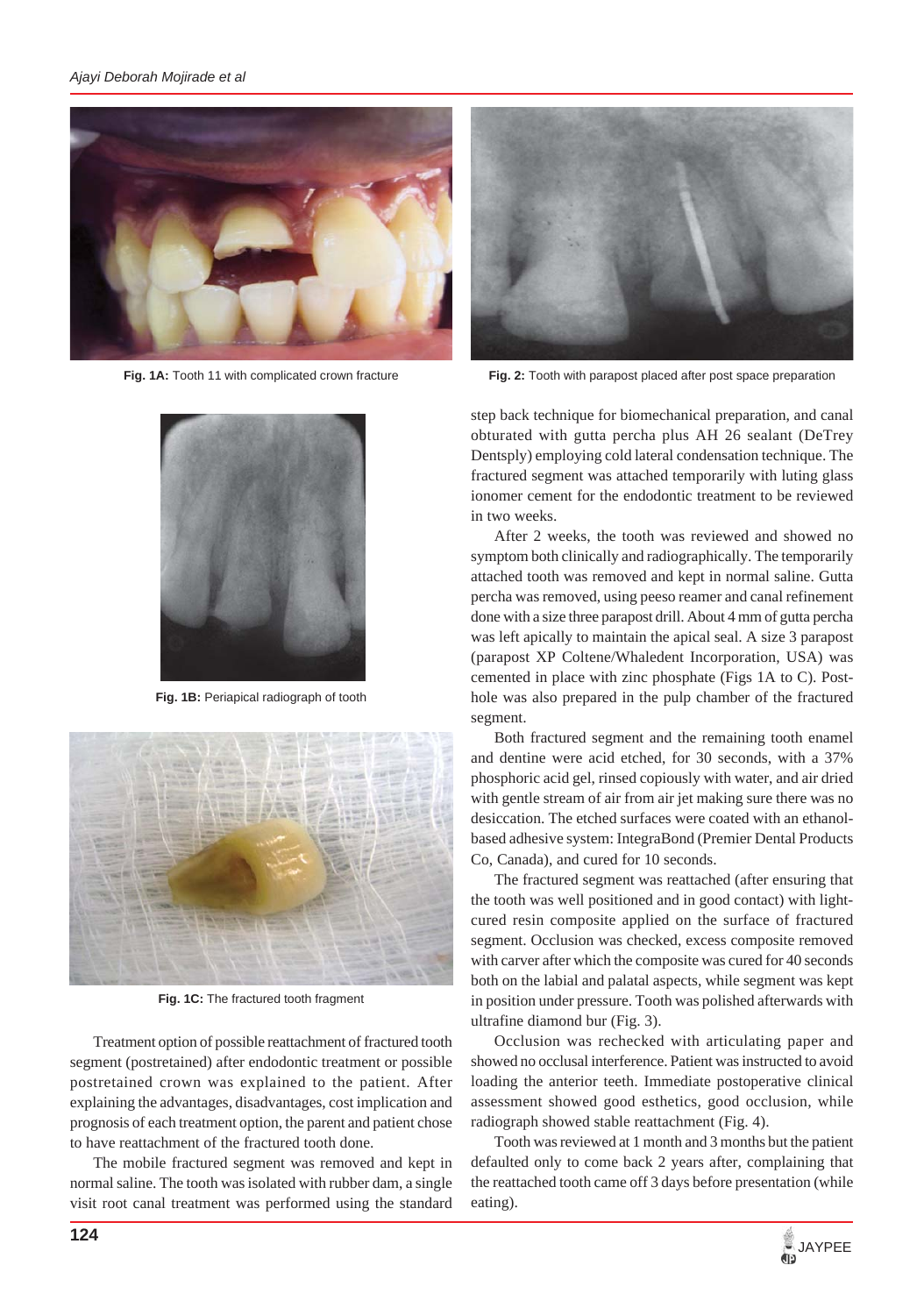Fig. 1A: Tooth 11 with complicated crown fracture

Fig. 2: Tooth with parapost placed after post space preparation

Fig. 1B: Periapical radiograph of tooth

Fig. 1C: The fractured tooth fragment

Treatment option of possible reattachment of fractured tooth segment (postretained) after endodontic treatment or possible postretained crown was explained to the patient. After explaining the advantages, disadvantages, cost implication and prognosis of each treatment option, the parent and patient chose to have reattachment of the fractured tooth done.

The mobile fractured segment was removed and kept in normal saline. The tooth was isolated with rubber dam, a single visit root canal treatment was performed using the standard step back technique for biomechanical preparation, and canal obturated with gutta percha plus AH 26 sealant (DeTrey Dentsply) employing cold lateral condensation technique. The fractured segment was attached temporarily with luting glass ionomer cement for the endodontic treatment to be reviewed in two weeks.

After 2 weeks, the tooth was reviewed and showed no symptom both clinically and radiographically. The temporarily attached tooth was removed and kept in normal saline. Gutta percha was removed, using peeso reamer and canal refinement done with a size three parapost drill. About 4 mm of gutta percha was left apically to maintain the apical seal. A size 3 parapost (parapost XP Coltene/Whaledent Incorporation, USA) was cemented in place with zinc phosphate (Figs 1A to C). Post-hole was also prepared in the pulp chamber of the fractured segment.

Both fractured segment and the remaining tooth enamel and dentine were acid etched, for 30 seconds, with a 37% phosphoric acid gel, rinsed copiously with water, and air dried with gentle stream of air from air jet making sure there was no desiccation. The etched surfaces were coated with an ethanol-based adhesive system: IntegraBond (Premier Dental Products Co, Canada), and cured for 10 seconds.

The fractured segment was reattached (after ensuring that the tooth was well positioned and in good contact) with light-cured resin composite applied on the surface of fractured segment. Occlusion was checked, excess composite removed with carver after which the composite was cured for 40 seconds both on the labial and palatal aspects, while segment was kept in position under pressure. Tooth was polished afterwards with ultrafine diamond bur (Fig. 3).

Occlusion was rechecked with articulating paper and showed no occlusal interference. Patient was instructed to avoid loading the anterior teeth. Immediate postoperative clinical assessment showed good esthetics, good occlusion, while radiograph showed stable reattachment (Fig. 4).

Tooth was reviewed at 1 month and 3 months but the patient defaulted only to come back 2 years after, complaining that the reattached tooth came off 3 days before presentation (while eating).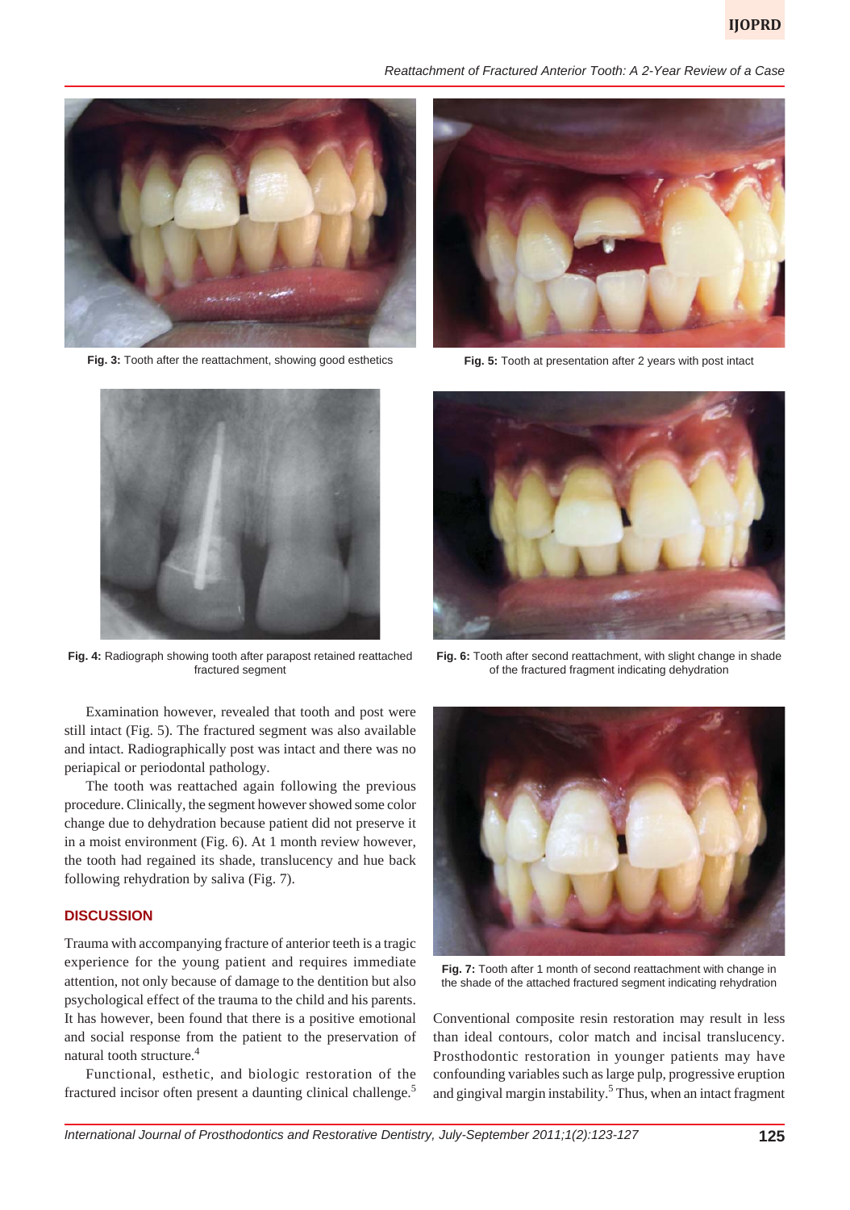Fig. 3: Tooth after the reattachment, showing good esthetics

Fig. 5: Tooth at presentation after 2 years with post intact

Fig. 4: Radiograph showing tooth after parapost retained reattached fractured segment

Fig. 6: Tooth after second reattachment, with slight change in shade of the fractured fragment indicating dehydration

Examination however, revealed that tooth and post were still intact (Fig. 5). The fractured segment was also available and intact. Radiographically post was intact and there was no periapical or periodontal pathology.

The tooth was reattached again following the previous procedure. Clinically, the segment however showed some color change due to dehydration because patient did not preserve it in a moist environment (Fig. 6). At 1 month review however, the tooth had regained its shade, translucency and hue back following rehydration by saliva (Fig. 7).

## DISCUSSION

Trauma with accompanying fracture of anterior teeth is a tragic experience for the young patient and requires immediate attention, not only because of damage to the dentition but also psychological effect of the trauma to the child and his parents. It has however, been found that there is a positive emotional and social response from the patient to the preservation of natural tooth structure.[4]

Functional, esthetic, and biologic restoration of the fractured incisor often present a daunting clinical challenge.[5]

Fig. 7: Tooth after 1 month of second reattachment with change in the shade of the attached fractured segment indicating rehydration

Conventional composite resin restoration may result in less than ideal contours, color match and incisal translucency. Prosthodontic restoration in younger patients may have confounding variables such as large pulp, progressive eruption and gingival margin instability.[5] Thus, when an intact fragment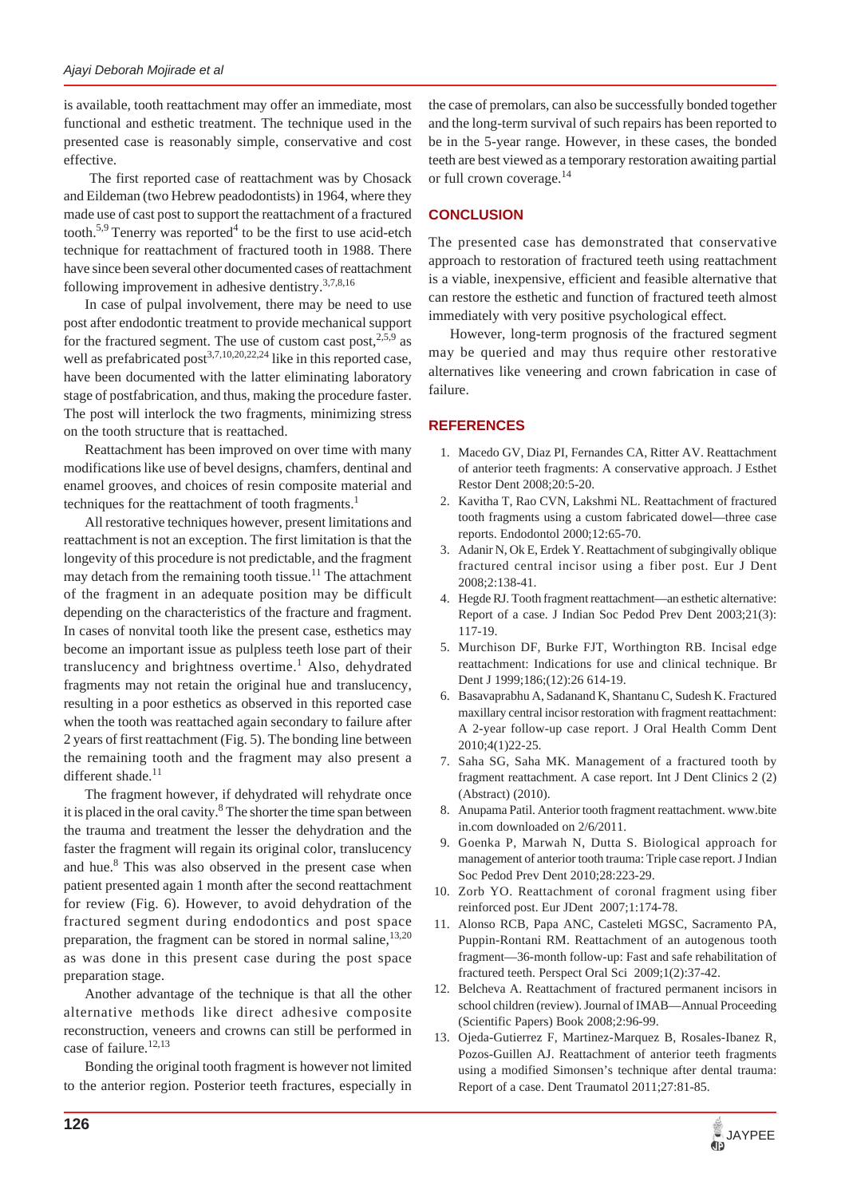is available, tooth reattachment may offer an immediate, most functional and esthetic treatment. The technique used in the presented case is reasonably simple, conservative and cost effective.

The first reported case of reattachment was by Chosack and Eildeman (two Hebrew peadodontists) in 1964, where they made use of cast post to support the reattachment of a fractured tooth.[5,9] Tenerry was reported[4] to be the first to use acid-etch technique for reattachment of fractured tooth in 1988. There have since been several other documented cases of reattachment following improvement in adhesive dentistry.[3,7,8,16]

In case of pulpal involvement, there may be need to use post after endodontic treatment to provide mechanical support for the fractured segment. The use of custom cast post,[2,5,9] as well as prefabricated post[3,7,10,20,22,24] like in this reported case, have been documented with the latter eliminating laboratory stage of postfabrication, and thus, making the procedure faster. The post will interlock the two fragments, minimizing stress on the tooth structure that is reattached.

Reattachment has been improved on over time with many modifications like use of bevel designs, chamfers, dentinal and enamel grooves, and choices of resin composite material and techniques for the reattachment of tooth fragments.[1]

All restorative techniques however, present limitations and reattachment is not an exception. The first limitation is that the longevity of this procedure is not predictable, and the fragment may detach from the remaining tooth tissue.[11] The attachment of the fragment in an adequate position may be difficult depending on the characteristics of the fracture and fragment. In cases of nonvital tooth like the present case, esthetics may become an important issue as pulpless teeth lose part of their translucency and brightness overtime.[1] Also, dehydrated fragments may not retain the original hue and translucency, resulting in a poor esthetics as observed in this reported case when the tooth was reattached again secondary to failure after 2 years of first reattachment (Fig. 5). The bonding line between the remaining tooth and the fragment may also present a different shade.[11]

The fragment however, if dehydrated will rehydrate once it is placed in the oral cavity.[8] The shorter the time span between the trauma and treatment the lesser the dehydration and the faster the fragment will regain its original color, translucency and hue.[8] This was also observed in the present case when patient presented again 1 month after the second reattachment for review (Fig. 6). However, to avoid dehydration of the fractured segment during endodontics and post space preparation, the fragment can be stored in normal saline,[13,20] as was done in this present case during the post space preparation stage.

Another advantage of the technique is that all the other alternative methods like direct adhesive composite reconstruction, veneers and crowns can still be performed in case of failure.[12,13]

Bonding the original tooth fragment is however not limited to the anterior region. Posterior teeth fractures, especially in the case of premolars, can also be successfully bonded together and the long-term survival of such repairs has been reported to be in the 5-year range. However, in these cases, the bonded teeth are best viewed as a temporary restoration awaiting partial or full crown coverage.[14]

## CONCLUSION

The presented case has demonstrated that conservative approach to restoration of fractured teeth using reattachment is a viable, inexpensive, efficient and feasible alternative that can restore the esthetic and function of fractured teeth almost immediately with very positive psychological effect.

However, long-term prognosis of the fractured segment may be queried and may thus require other restorative alternatives like veneering and crown fabrication in case of failure.

## REFERENCES

1. Macedo GV, Diaz PI, Fernandes CA, Ritter AV. Reattachment of anterior teeth fragments: A conservative approach. J Esthet Restor Dent 2008;20:5-20.
2. Kavitha T, Rao CVN, Lakshmi NL. Reattachment of fractured tooth fragments using a custom fabricated dowel—three case reports. Endodontol 2000;12:65-70.
3. Adanir N, Ok E, Erdek Y. Reattachment of subgingivally oblique fractured central incisor using a fiber post. Eur J Dent 2008;2:138-41.
4. Hegde RJ. Tooth fragment reattachment—an esthetic alternative: Report of a case. J Indian Soc Pedod Prev Dent 2003;21(3): 117-19.
5. Murchison DF, Burke FJT, Worthington RB. Incisal edge reattachment: Indications for use and clinical technique. Br Dent J 1999;186;(12):26 614-19.
6. Basavaprabhu A, Sadanand K, Shantanu C, Sudesh K. Fractured maxillary central incisor restoration with fragment reattachment: A 2-year follow-up case report. J Oral Health Comm Dent 2010;4(1)22-25.
7. Saha SG, Saha MK. Management of a fractured tooth by fragment reattachment. A case report. Int J Dent Clinics 2 (2) (Abstract) (2010).
8. Anupama Patil. Anterior tooth fragment reattachment. www.bite in.com downloaded on 2/6/2011.
9. Goenka P, Marwah N, Dutta S. Biological approach for management of anterior tooth trauma: Triple case report. J Indian Soc Pedod Prev Dent 2010;28:223-29.
10. Zorb YO. Reattachment of coronal fragment using fiber reinforced post. Eur JDent 2007;1:174-78.
11. Alonso RCB, Papa ANC, Casteleti MGSC, Sacramento PA, Puppin-Rontani RM. Reattachment of an autogenous tooth fragment—36-month follow-up: Fast and safe rehabilitation of fractured teeth. Perspect Oral Sci 2009;1(2):37-42.
12. Belcheva A. Reattachment of fractured permanent incisors in school children (review). Journal of IMAB—Annual Proceeding (Scientific Papers) Book 2008;2:96-99.
13. Ojeda-Gutierrez F, Martinez-Marquez B, Rosales-Ibanez R, Pozos-Guillen AJ. Reattachment of anterior teeth fragments using a modified Simonsen's technique after dental trauma: Report of a case. Dent Traumatol 2011;27:81-85.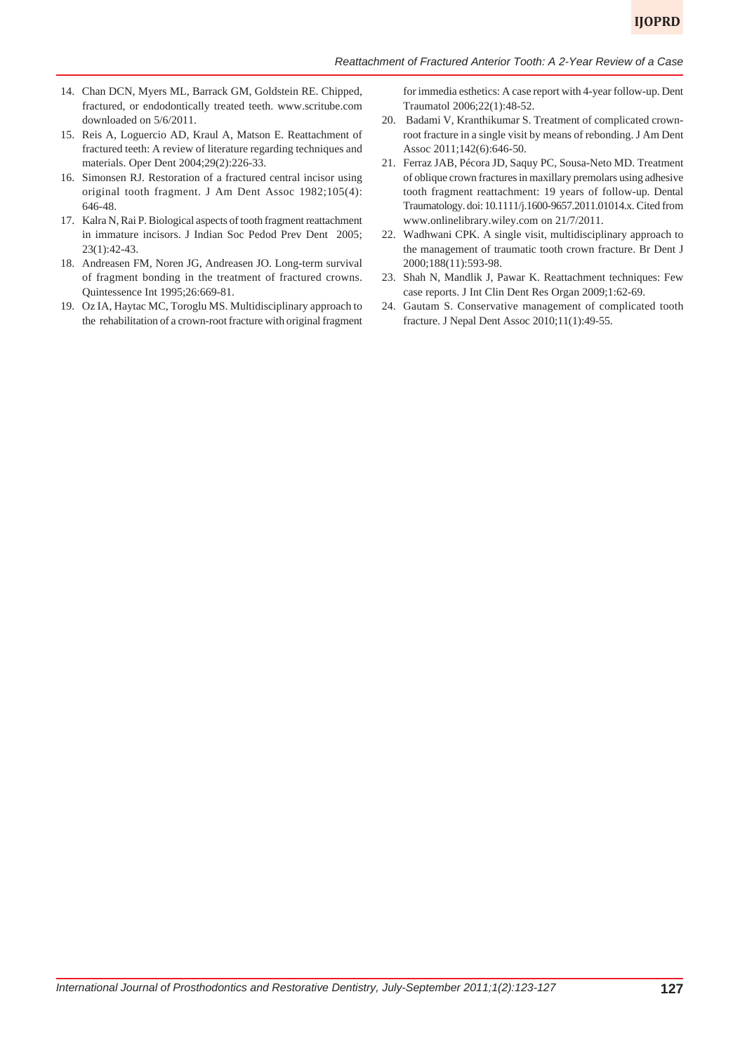14. Chan DCN, Myers ML, Barrack GM, Goldstein RE. Chipped, fractured, or endodontically treated teeth. www.scritube.com downloaded on 5/6/2011.
15. Reis A, Loguercio AD, Kraul A, Matson E. Reattachment of fractured teeth: A review of literature regarding techniques and materials. Oper Dent 2004;29(2):226-33.
16. Simonsen RJ. Restoration of a fractured central incisor using original tooth fragment. J Am Dent Assoc 1982;105(4): 646-48.
17. Kalra N, Rai P. Biological aspects of tooth fragment reattachment in immature incisors. J Indian Soc Pedod Prev Dent 2005; 23(1):42-43.
18. Andreasen FM, Noren JG, Andreasen JO. Long-term survival of fragment bonding in the treatment of fractured crowns. Quintessence Int 1995;26:669-81.
19. Oz IA, Haytac MC, Toroglu MS. Multidisciplinary approach to the rehabilitation of a crown-root fracture with original fragment for immedia esthetics: A case report with 4-year follow-up. Dent Traumatol 2006;22(1):48-52.
20. Badami V, Kranthikumar S. Treatment of complicated crown-root fracture in a single visit by means of rebonding. J Am Dent Assoc 2011;142(6):646-50.
21. Ferraz JAB, Pécora JD, Saquy PC, Sousa-Neto MD. Treatment of oblique crown fractures in maxillary premolars using adhesive tooth fragment reattachment: 19 years of follow-up. Dental Traumatology. doi: 10.1111/j.1600-9657.2011.01014.x. Cited from www.onlinelibrary.wiley.com on 21/7/2011.
22. Wadhwani CPK. A single visit, multidisciplinary approach to the management of traumatic tooth crown fracture. Br Dent J 2000;188(11):593-98.
23. Shah N, Mandlik J, Pawar K. Reattachment techniques: Few case reports. J Int Clin Dent Res Organ 2009;1:62-69.
24. Gautam S. Conservative management of complicated tooth fracture. J Nepal Dent Assoc 2010;11(1):49-55.